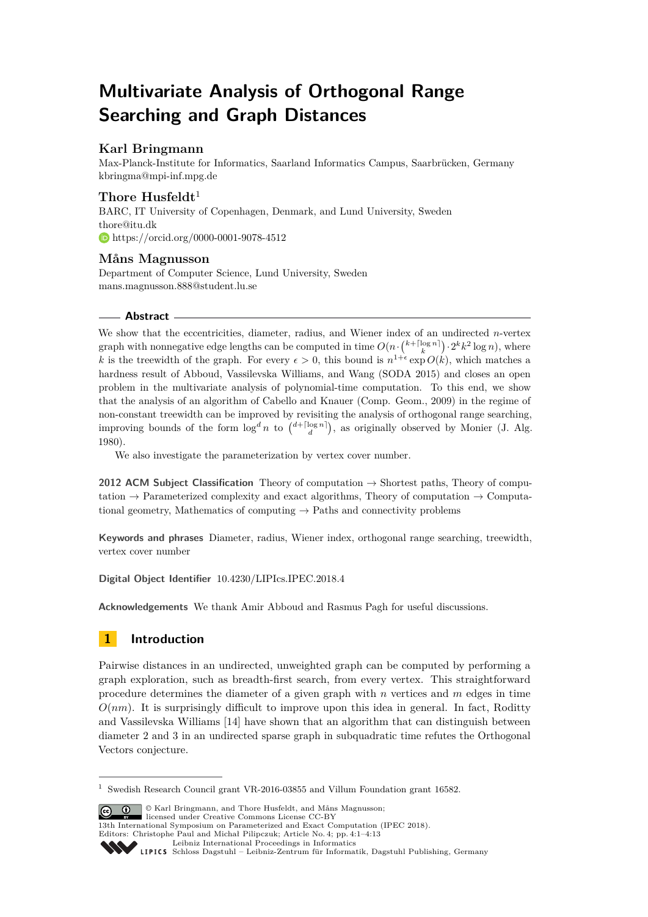# Multivariate Analysis of Orthogonal Range Searching and Graph Distances

## Karl Bringmann

Max-Planck-Institute for Informatics, Saarland Informatics Campus, Saarbrücken, Germany
kbringma@mpi-inf.mpg.de

## Thore Husfeldt[1]

BARC, IT University of Copenhagen, Denmark, and Lund University, Sweden
thore@itu.dk
https://orcid.org/0000-0001-9078-4512

## Måns Magnusson

Department of Computer Science, Lund University, Sweden
mans.magnusson.888@student.lu.se

## Abstract

We show that the eccentricities, diameter, radius, and Wiener index of an undirected $n$-vertex graph with nonnegative edge lengths can be computed in time $O(n \cdot \binom{k+\lceil \log n \rceil}{k} \cdot 2^k k^2 \log n)$, where $k$ is the treewidth of the graph. For every $\epsilon > 0$, this bound is $n^{1+\epsilon} \exp O(k)$, which matches a hardness result of Abboud, Vassilevska Williams, and Wang (SODA 2015) and closes an open problem in the multivariate analysis of polynomial-time computation. To this end, we show that the analysis of an algorithm of Cabello and Knauer (Comp. Geom., 2009) in the regime of non-constant treewidth can be improved by revisiting the analysis of orthogonal range searching, improving bounds of the form $\log^d n$ to $\binom{d+\lceil \log n \rceil}{d}$, as originally observed by Monier (J. Alg. 1980).

We also investigate the parameterization by vertex cover number.

**2012 ACM Subject Classification** Theory of computation → Shortest paths, Theory of computation → Parameterized complexity and exact algorithms, Theory of computation → Computational geometry, Mathematics of computing → Paths and connectivity problems

**Keywords and phrases** Diameter, radius, Wiener index, orthogonal range searching, treewidth, vertex cover number

**Digital Object Identifier** 10.4230/LIPIcs.IPEC.2018.4

**Acknowledgements** We thank Amir Abboud and Rasmus Pagh for useful discussions.

## 1 Introduction

Pairwise distances in an undirected, unweighted graph can be computed by performing a graph exploration, such as breadth-first search, from every vertex. This straightforward procedure determines the diameter of a given graph with $n$ vertices and $m$ edges in time $O(nm)$. It is surprisingly difficult to improve upon this idea in general. In fact, Roditty and Vassilevska Williams [14] have shown that an algorithm that can distinguish between diameter 2 and 3 in an undirected sparse graph in subquadratic time refutes the Orthogonal Vectors conjecture.

[1] Swedish Research Council grant VR-2016-03855 and Villum Foundation grant 16582.

© Karl Bringmann, and Thore Husfeldt, and Måns Magnusson;
licensed under Creative Commons License CC-BY
13th International Symposium on Parameterized and Exact Computation (IPEC 2018).
Editors: Christophe Paul and Michał Pilipczuk; Article No. 4; pp. 4:1–4:13
Leibniz International Proceedings in Informatics
LIPICS Schloss Dagstuhl – Leibniz-Zentrum für Informatik, Dagstuhl Publishing, Germany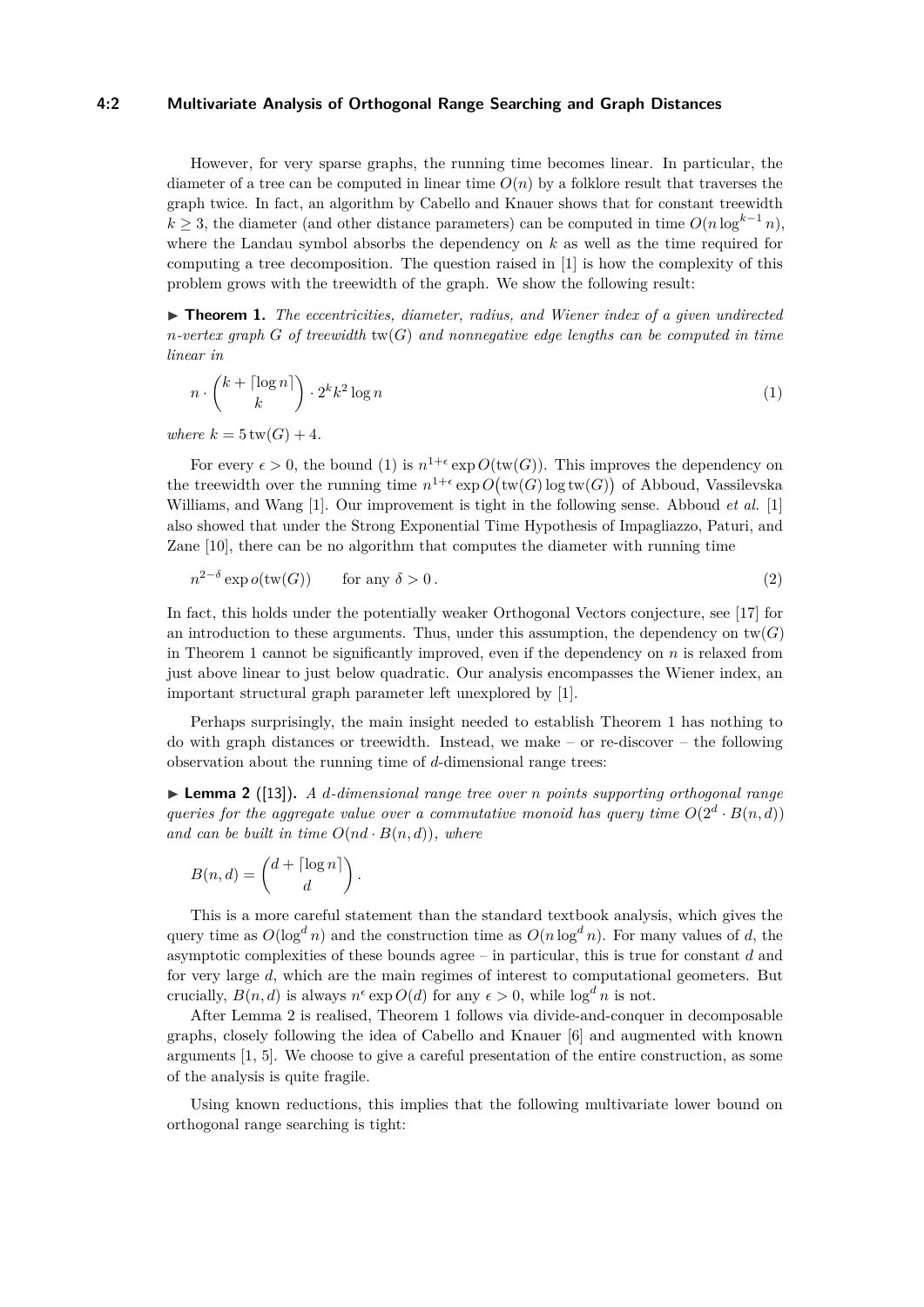However, for very sparse graphs, the running time becomes linear. In particular, the diameter of a tree can be computed in linear time $O(n)$ by a folklore result that traverses the graph twice. In fact, an algorithm by Cabello and Knauer shows that for constant treewidth $k \geq 3$, the diameter (and other distance parameters) can be computed in time $O(n \log^{k-1} n)$, where the Landau symbol absorbs the dependency on $k$ as well as the time required for computing a tree decomposition. The question raised in [1] is how the complexity of this problem grows with the treewidth of the graph. We show the following result:

▶ **Theorem 1.** *The eccentricities, diameter, radius, and Wiener index of a given undirected $n$-vertex graph $G$ of treewidth $\mathrm{tw}(G)$ and nonnegative edge lengths can be computed in time linear in*

$$n \cdot \binom{k + \lceil \log n \rceil}{k} \cdot 2^k k^2 \log n \tag{1}$$

*where $k = 5\,\mathrm{tw}(G) + 4$.*

For every $\epsilon > 0$, the bound (1) is $n^{1+\epsilon} \exp O(\mathrm{tw}(G))$. This improves the dependency on the treewidth over the running time $n^{1+\epsilon} \exp O\big(\mathrm{tw}(G) \log \mathrm{tw}(G)\big)$ of Abboud, Vassilevska Williams, and Wang [1]. Our improvement is tight in the following sense. Abboud *et al.* [1] also showed that under the Strong Exponential Time Hypothesis of Impagliazzo, Paturi, and Zane [10], there can be no algorithm that computes the diameter with running time

$$n^{2-\delta} \exp o(\mathrm{tw}(G)) \qquad \text{for any } \delta > 0\,. \tag{2}$$

In fact, this holds under the potentially weaker Orthogonal Vectors conjecture, see [17] for an introduction to these arguments. Thus, under this assumption, the dependency on $\mathrm{tw}(G)$ in Theorem 1 cannot be significantly improved, even if the dependency on $n$ is relaxed from just above linear to just below quadratic. Our analysis encompasses the Wiener index, an important structural graph parameter left unexplored by [1].

Perhaps surprisingly, the main insight needed to establish Theorem 1 has nothing to do with graph distances or treewidth. Instead, we make – or re-discover – the following observation about the running time of $d$-dimensional range trees:

▶ **Lemma 2** ([13]). *A $d$-dimensional range tree over $n$ points supporting orthogonal range queries for the aggregate value over a commutative monoid has query time $O(2^d \cdot B(n, d))$ and can be built in time $O(nd \cdot B(n, d))$, where*

$$B(n, d) = \binom{d + \lceil \log n \rceil}{d}\,.$$

This is a more careful statement than the standard textbook analysis, which gives the query time as $O(\log^d n)$ and the construction time as $O(n \log^d n)$. For many values of $d$, the asymptotic complexities of these bounds agree – in particular, this is true for constant $d$ and for very large $d$, which are the main regimes of interest to computational geometers. But crucially, $B(n, d)$ is always $n^{\epsilon} \exp O(d)$ for any $\epsilon > 0$, while $\log^d n$ is not.

After Lemma 2 is realised, Theorem 1 follows via divide-and-conquer in decomposable graphs, closely following the idea of Cabello and Knauer [6] and augmented with known arguments [1, 5]. We choose to give a careful presentation of the entire construction, as some of the analysis is quite fragile.

Using known reductions, this implies that the following multivariate lower bound on orthogonal range searching is tight: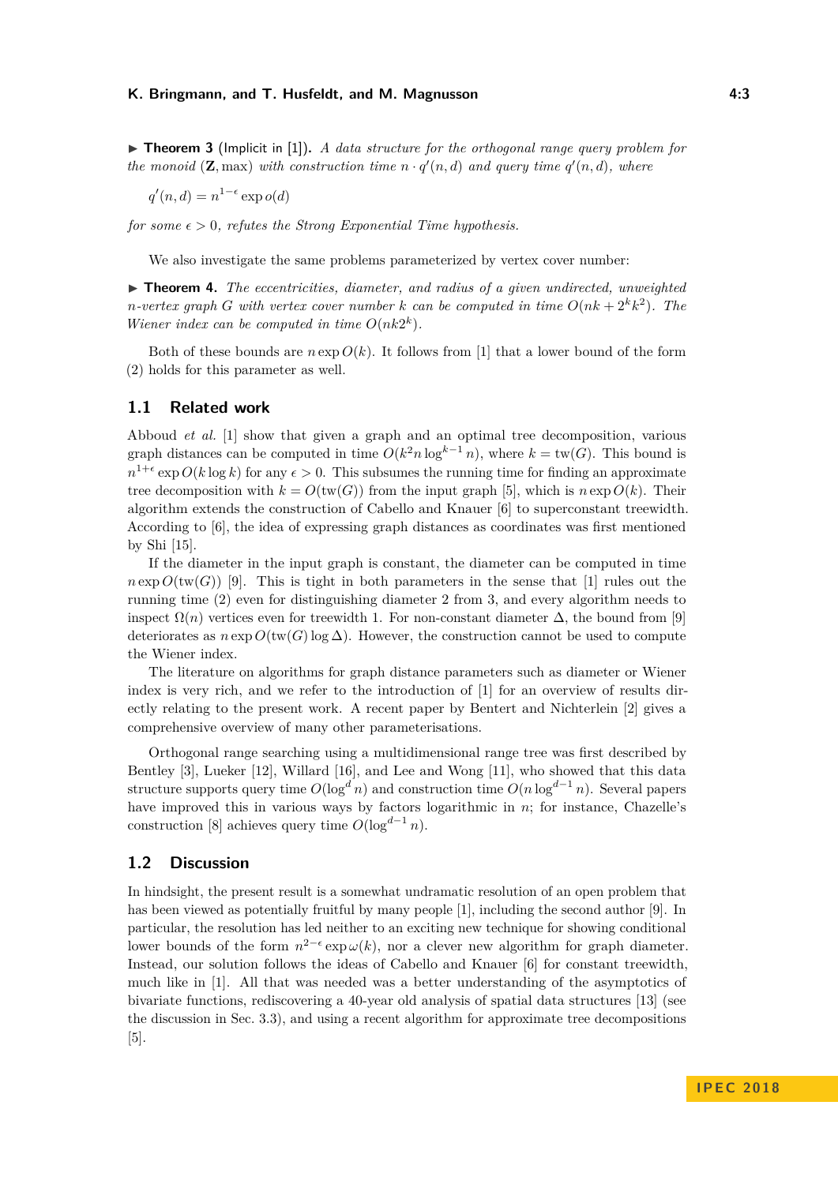▶ **Theorem 3** (Implicit in [1]). *A data structure for the orthogonal range query problem for the monoid* $(\mathbf{Z}, \max)$ *with construction time* $n \cdot q'(n, d)$ *and query time* $q'(n, d)$*, where*

$$q'(n, d) = n^{1-\epsilon} \exp o(d)$$

*for some* $\epsilon > 0$*, refutes the Strong Exponential Time hypothesis.*

We also investigate the same problems parameterized by vertex cover number:

▶ **Theorem 4.** *The eccentricities, diameter, and radius of a given undirected, unweighted* $n$*-vertex graph* $G$ *with vertex cover number* $k$ *can be computed in time* $O(nk + 2^k k^2)$*. The Wiener index can be computed in time* $O(nk2^k)$*.*

Both of these bounds are $n \exp O(k)$. It follows from [1] that a lower bound of the form (2) holds for this parameter as well.

## 1.1 Related work

Abboud *et al.* [1] show that given a graph and an optimal tree decomposition, various graph distances can be computed in time $O(k^2 n \log^{k-1} n)$, where $k = \mathrm{tw}(G)$. This bound is $n^{1+\epsilon} \exp O(k \log k)$ for any $\epsilon > 0$. This subsumes the running time for finding an approximate tree decomposition with $k = O(\mathrm{tw}(G))$ from the input graph [5], which is $n \exp O(k)$. Their algorithm extends the construction of Cabello and Knauer [6] to superconstant treewidth. According to [6], the idea of expressing graph distances as coordinates was first mentioned by Shi [15].

If the diameter in the input graph is constant, the diameter can be computed in time $n \exp O(\mathrm{tw}(G))$ [9]. This is tight in both parameters in the sense that [1] rules out the running time (2) even for distinguishing diameter 2 from 3, and every algorithm needs to inspect $\Omega(n)$ vertices even for treewidth 1. For non-constant diameter $\Delta$, the bound from [9] deteriorates as $n \exp O(\mathrm{tw}(G) \log \Delta)$. However, the construction cannot be used to compute the Wiener index.

The literature on algorithms for graph distance parameters such as diameter or Wiener index is very rich, and we refer to the introduction of [1] for an overview of results directly relating to the present work. A recent paper by Bentert and Nichterlein [2] gives a comprehensive overview of many other parameterisations.

Orthogonal range searching using a multidimensional range tree was first described by Bentley [3], Lueker [12], Willard [16], and Lee and Wong [11], who showed that this data structure supports query time $O(\log^d n)$ and construction time $O(n \log^{d-1} n)$. Several papers have improved this in various ways by factors logarithmic in $n$; for instance, Chazelle's construction [8] achieves query time $O(\log^{d-1} n)$.

## 1.2 Discussion

In hindsight, the present result is a somewhat undramatic resolution of an open problem that has been viewed as potentially fruitful by many people [1], including the second author [9]. In particular, the resolution has led neither to an exciting new technique for showing conditional lower bounds of the form $n^{2-\epsilon} \exp \omega(k)$, nor a clever new algorithm for graph diameter. Instead, our solution follows the ideas of Cabello and Knauer [6] for constant treewidth, much like in [1]. All that was needed was a better understanding of the asymptotics of bivariate functions, rediscovering a 40-year old analysis of spatial data structures [13] (see the discussion in Sec. 3.3), and using a recent algorithm for approximate tree decompositions [5].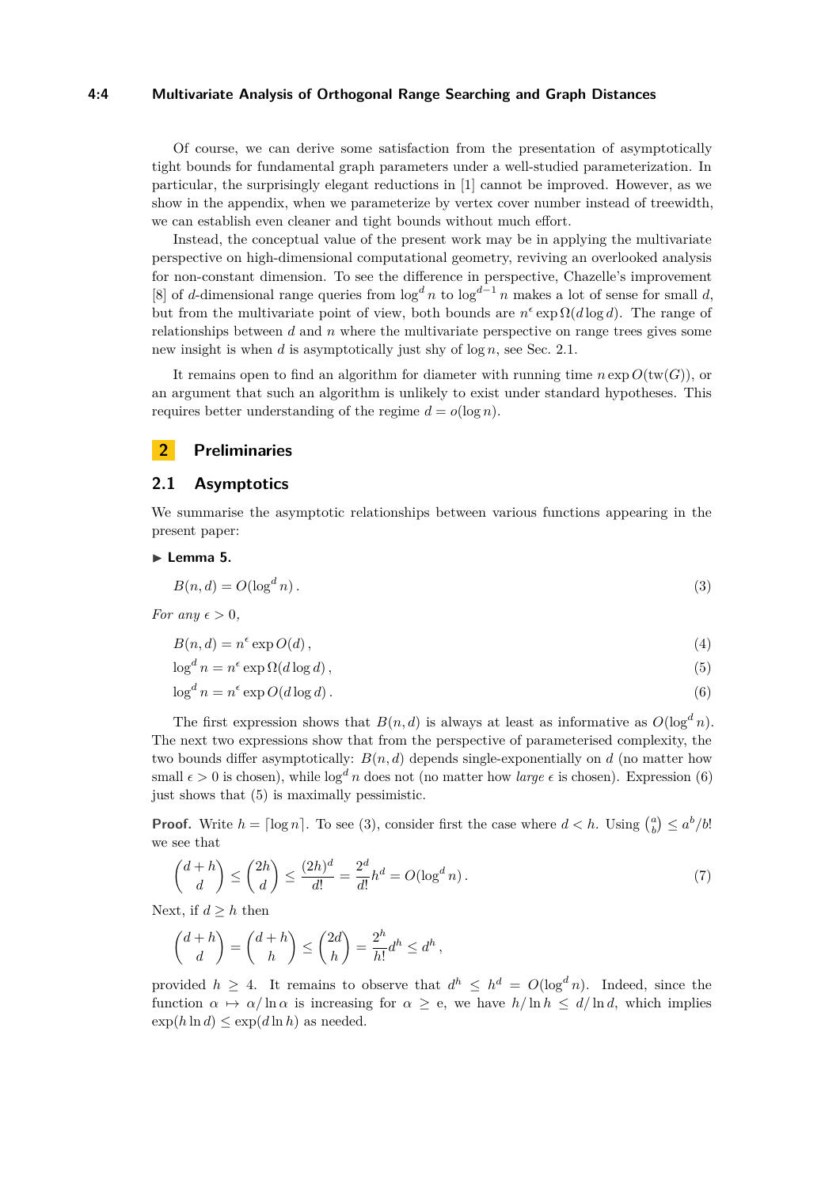Of course, we can derive some satisfaction from the presentation of asymptotically tight bounds for fundamental graph parameters under a well-studied parameterization. In particular, the surprisingly elegant reductions in [1] cannot be improved. However, as we show in the appendix, when we parameterize by vertex cover number instead of treewidth, we can establish even cleaner and tight bounds without much effort.

Instead, the conceptual value of the present work may be in applying the multivariate perspective on high-dimensional computational geometry, reviving an overlooked analysis for non-constant dimension. To see the difference in perspective, Chazelle's improvement [8] of $d$-dimensional range queries from $\log^d n$ to $\log^{d-1} n$ makes a lot of sense for small $d$, but from the multivariate point of view, both bounds are $n^\epsilon \exp \Omega(d \log d)$. The range of relationships between $d$ and $n$ where the multivariate perspective on range trees gives some new insight is when $d$ is asymptotically just shy of $\log n$, see Sec. 2.1.

It remains open to find an algorithm for diameter with running time $n \exp O(\operatorname{tw}(G))$, or an argument that such an algorithm is unlikely to exist under standard hypotheses. This requires better understanding of the regime $d = o(\log n)$.

## 2 Preliminaries

### 2.1 Asymptotics

We summarise the asymptotic relationships between various functions appearing in the present paper:

▶ **Lemma 5.**

$$B(n, d) = O(\log^d n)\,. \tag{3}$$

*For any $\epsilon > 0$,*

$$B(n, d) = n^\epsilon \exp O(d)\,, \tag{4}$$

$$\log^d n = n^\epsilon \exp \Omega(d \log d)\,, \tag{5}$$

$$\log^d n = n^\epsilon \exp O(d \log d)\,. \tag{6}$$

The first expression shows that $B(n, d)$ is always at least as informative as $O(\log^d n)$. The next two expressions show that from the perspective of parameterised complexity, the two bounds differ asymptotically: $B(n, d)$ depends single-exponentially on $d$ (no matter how small $\epsilon > 0$ is chosen), while $\log^d n$ does not (no matter how *large* $\epsilon$ is chosen). Expression (6) just shows that (5) is maximally pessimistic.

**Proof.** Write $h = \lceil \log n \rceil$. To see (3), consider first the case where $d < h$. Using $\binom{a}{b} \leq a^b/b!$ we see that

$$\binom{d+h}{d} \leq \binom{2h}{d} \leq \frac{(2h)^d}{d!} = \frac{2^d}{d!} h^d = O(\log^d n)\,. \tag{7}$$

Next, if $d \geq h$ then

$$\binom{d+h}{d} = \binom{d+h}{h} \leq \binom{2d}{h} = \frac{2^h}{h!} d^h \leq d^h\,,$$

provided $h \geq 4$. It remains to observe that $d^h \leq h^d = O(\log^d n)$. Indeed, since the function $\alpha \mapsto \alpha / \ln \alpha$ is increasing for $\alpha \geq \mathrm{e}$, we have $h/\ln h \leq d/\ln d$, which implies $\exp(h \ln d) \leq \exp(d \ln h)$ as needed.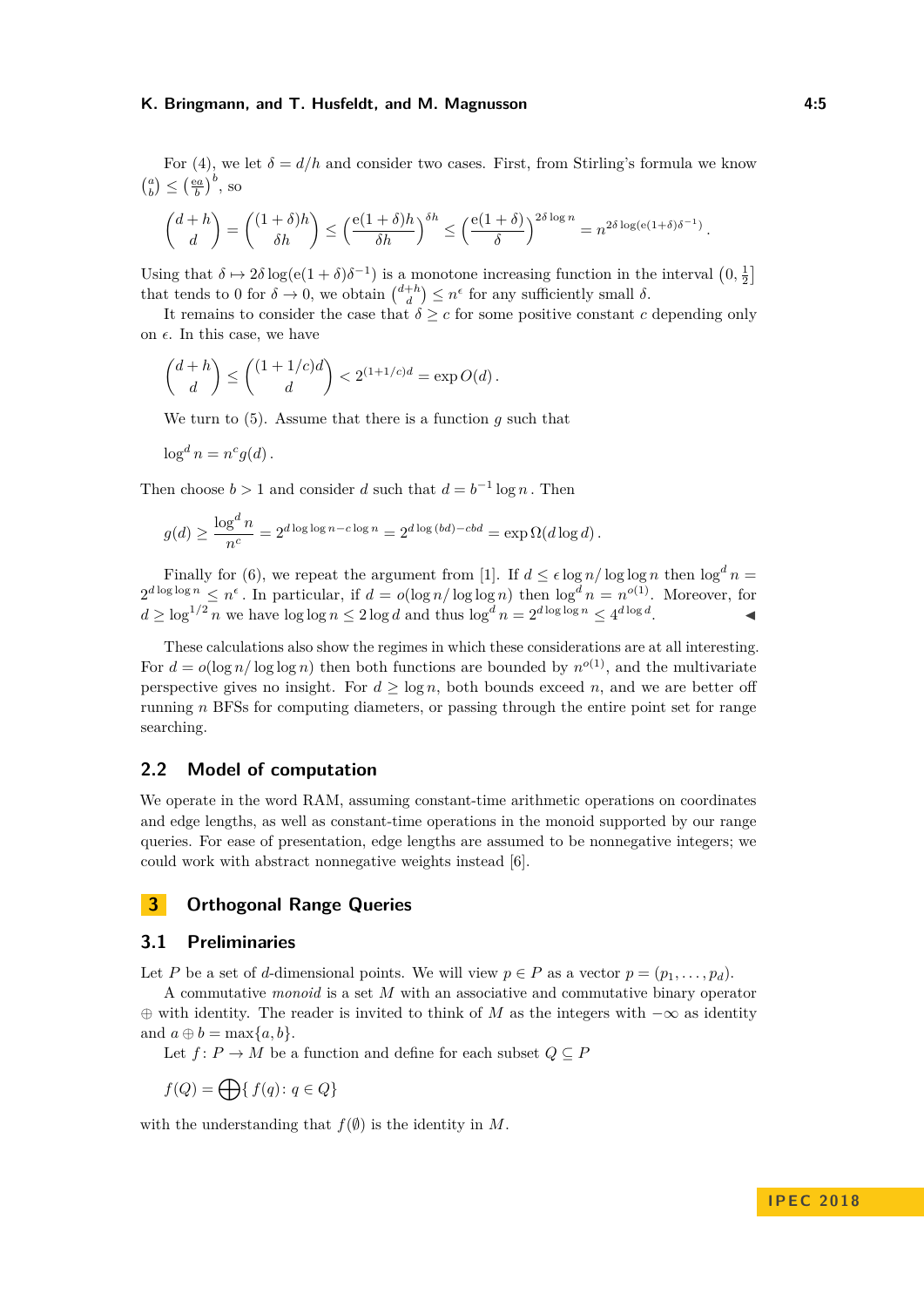For (4), we let $\delta = d/h$ and consider two cases. First, from Stirling's formula we know $\binom{a}{b} \le \left(\frac{ea}{b}\right)^b$, so

$$\binom{d+h}{d} = \binom{(1+\delta)h}{\delta h} \le \left(\frac{e(1+\delta)h}{\delta h}\right)^{\delta h} \le \left(\frac{e(1+\delta)}{\delta}\right)^{2\delta \log n} = n^{2\delta \log(e(1+\delta)\delta^{-1})}.$$

Using that $\delta \mapsto 2\delta \log(e(1+\delta)\delta^{-1})$ is a monotone increasing function in the interval $\left(0, \frac{1}{2}\right]$ that tends to 0 for $\delta \to 0$, we obtain $\binom{d+h}{d} \le n^\epsilon$ for any sufficiently small $\delta$.

It remains to consider the case that $\delta \ge c$ for some positive constant $c$ depending only on $\epsilon$. In this case, we have

$$\binom{d+h}{d} \le \binom{(1+1/c)d}{d} < 2^{(1+1/c)d} = \exp O(d).$$

We turn to (5). Assume that there is a function $g$ such that

$$\log^d n = n^c g(d).$$

Then choose $b > 1$ and consider $d$ such that $d = b^{-1} \log n$. Then

$$g(d) \ge \frac{\log^d n}{n^c} = 2^{d \log\log n - c \log n} = 2^{d \log(bd) - cbd} = \exp \Omega(d \log d).$$

Finally for (6), we repeat the argument from [1]. If $d \le \epsilon \log n / \log\log n$ then $\log^d n = 2^{d \log\log n} \le n^\epsilon$. In particular, if $d = o(\log n / \log\log n)$ then $\log^d n = n^{o(1)}$. Moreover, for $d \ge \log^{1/2} n$ we have $\log\log n \le 2 \log d$ and thus $\log^d n = 2^{d \log\log n} \le 4^{d \log d}$. ◀

These calculations also show the regimes in which these considerations are at all interesting. For $d = o(\log n / \log\log n)$ then both functions are bounded by $n^{o(1)}$, and the multivariate perspective gives no insight. For $d \ge \log n$, both bounds exceed $n$, and we are better off running $n$ BFSs for computing diameters, or passing through the entire point set for range searching.

## 2.2 Model of computation

We operate in the word RAM, assuming constant-time arithmetic operations on coordinates and edge lengths, as well as constant-time operations in the monoid supported by our range queries. For ease of presentation, edge lengths are assumed to be nonnegative integers; we could work with abstract nonnegative weights instead [6].

# 3 Orthogonal Range Queries

## 3.1 Preliminaries

Let $P$ be a set of $d$-dimensional points. We will view $p \in P$ as a vector $p = (p_1, \ldots, p_d)$.

A commutative *monoid* is a set $M$ with an associative and commutative binary operator $\oplus$ with identity. The reader is invited to think of $M$ as the integers with $-\infty$ as identity and $a \oplus b = \max\{a, b\}$.

Let $f \colon P \to M$ be a function and define for each subset $Q \subseteq P$

$$f(Q) = \bigoplus \{\, f(q) \colon q \in Q \}$$

with the understanding that $f(\emptyset)$ is the identity in $M$.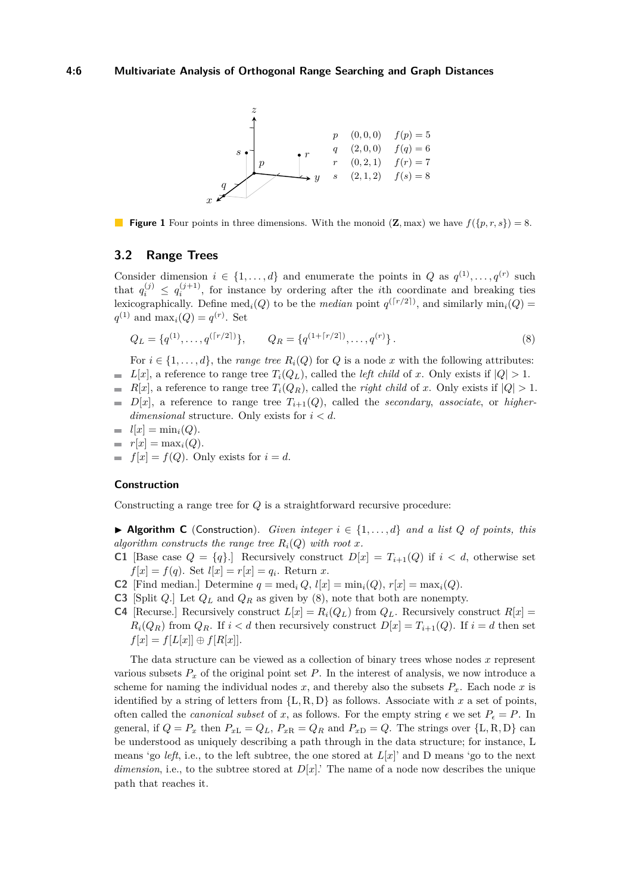| | | |
|---|---|---|
| $p$ | $(0,0,0)$ | $f(p)=5$ |
| $q$ | $(2,0,0)$ | $f(q)=6$ |
| $r$ | $(0,2,1)$ | $f(r)=7$ |
| $s$ | $(2,1,2)$ | $f(s)=8$ |

**Figure 1** Four points in three dimensions. With the monoid $(\mathbf{Z}, \max)$ we have $f(\{p,r,s\}) = 8$.

## 3.2 Range Trees

Consider dimension $i \in \{1,\ldots,d\}$ and enumerate the points in $Q$ as $q^{(1)},\ldots,q^{(r)}$ such that $q_i^{(j)} \leq q_i^{(j+1)}$, for instance by ordering after the $i$th coordinate and breaking ties lexicographically. Define $\text{med}_i(Q)$ to be the *median* point $q^{(\lceil r/2 \rceil)}$, and similarly $\min_i(Q) = q^{(1)}$ and $\max_i(Q) = q^{(r)}$. Set

$$Q_L = \{q^{(1)},\ldots,q^{(\lceil r/2\rceil)}\}, \qquad Q_R = \{q^{(1+\lceil r/2\rceil)},\ldots,q^{(r)}\}\,. \tag{8}$$

For $i \in \{1,\ldots,d\}$, the *range tree* $R_i(Q)$ for $Q$ is a node $x$ with the following attributes:

- $L[x]$, a reference to range tree $T_i(Q_L)$, called the *left child* of $x$. Only exists if $|Q| > 1$.
- $R[x]$, a reference to range tree $T_i(Q_R)$, called the *right child* of $x$. Only exists if $|Q| > 1$.
- $D[x]$, a reference to range tree $T_{i+1}(Q)$, called the *secondary*, *associate*, or *higher-dimensional* structure. Only exists for $i < d$.
- $l[x] = \min_i(Q)$.
- $r[x] = \max_i(Q)$.
- $f[x] = f(Q)$. Only exists for $i = d$.

### Construction

Constructing a range tree for $Q$ is a straightforward recursive procedure:

▶ **Algorithm C** (Construction). *Given integer $i \in \{1,\ldots,d\}$ and a list $Q$ of points, this algorithm constructs the range tree $R_i(Q)$ with root $x$.*

**C1** [Base case $Q = \{q\}$.] Recursively construct $D[x] = T_{i+1}(Q)$ if $i < d$, otherwise set $f[x] = f(q)$. Set $l[x] = r[x] = q_i$. Return $x$.

**C2** [Find median.] Determine $q = \text{med}_i\, Q$, $l[x] = \min_i(Q)$, $r[x] = \max_i(Q)$.

**C3** [Split $Q$.] Let $Q_L$ and $Q_R$ as given by (8), note that both are nonempty.

**C4** [Recurse.] Recursively construct $L[x] = R_i(Q_L)$ from $Q_L$. Recursively construct $R[x] = R_i(Q_R)$ from $Q_R$. If $i < d$ then recursively construct $D[x] = T_{i+1}(Q)$. If $i = d$ then set $f[x] = f[L[x]] \oplus f[R[x]]$.

The data structure can be viewed as a collection of binary trees whose nodes $x$ represent various subsets $P_x$ of the original point set $P$. In the interest of analysis, we now introduce a scheme for naming the individual nodes $x$, and thereby also the subsets $P_x$. Each node $x$ is identified by a string of letters from $\{\text{L},\text{R},\text{D}\}$ as follows. Associate with $x$ a set of points, often called the *canonical subset* of $x$, as follows. For the empty string $\epsilon$ we set $P_\epsilon = P$. In general, if $Q = P_x$ then $P_{x\text{L}} = Q_L$, $P_{x\text{R}} = Q_R$ and $P_{x\text{D}} = Q$. The strings over $\{\text{L},\text{R},\text{D}\}$ can be understood as uniquely describing a path through in the data structure; for instance, L means 'go *left*, i.e., to the left subtree, the one stored at $L[x]$' and D means 'go to the next *dimension*, i.e., to the subtree stored at $D[x]$.' The name of a node now describes the unique path that reaches it.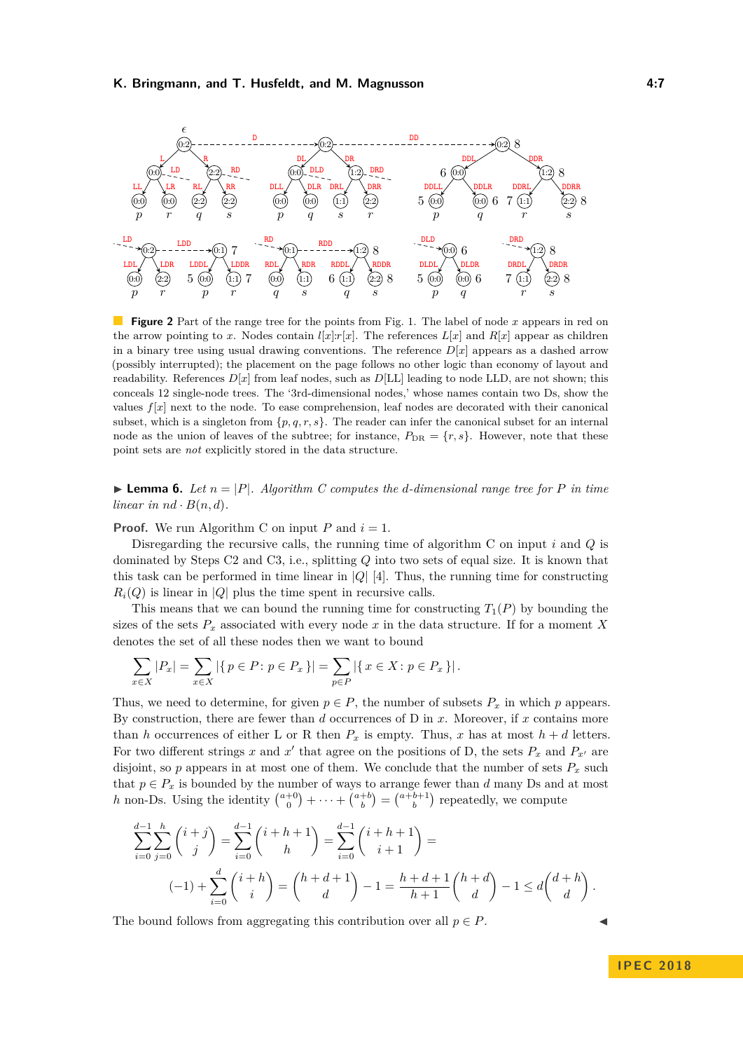**Figure 2** Part of the range tree for the points from Fig. 1. The label of node $x$ appears in red on the arrow pointing to $x$. Nodes contain $l[x]{:}r[x]$. The references $L[x]$ and $R[x]$ appear as children in a binary tree using usual drawing conventions. The reference $D[x]$ appears as a dashed arrow (possibly interrupted); the placement on the page follows no other logic than economy of layout and readability. References $D[x]$ from leaf nodes, such as $D$[LL] leading to node LLD, are not shown; this conceals 12 single-node trees. The '3rd-dimensional nodes,' whose names contain two Ds, show the values $f[x]$ next to the node. To ease comprehension, leaf nodes are decorated with their canonical subset, which is a singleton from $\{p, q, r, s\}$. The reader can infer the canonical subset for an internal node as the union of leaves of the subtree; for instance, $P_{\mathrm{DR}} = \{r, s\}$. However, note that these point sets are *not* explicitly stored in the data structure.

▶ **Lemma 6.** *Let $n = |P|$. Algorithm C computes the $d$-dimensional range tree for $P$ in time linear in $nd \cdot B(n, d)$.*

**Proof.** We run Algorithm C on input $P$ and $i = 1$.

Disregarding the recursive calls, the running time of algorithm C on input $i$ and $Q$ is dominated by Steps C2 and C3, i.e., splitting $Q$ into two sets of equal size. It is known that this task can be performed in time linear in $|Q|$ [4]. Thus, the running time for constructing $R_i(Q)$ is linear in $|Q|$ plus the time spent in recursive calls.

This means that we can bound the running time for constructing $T_1(P)$ by bounding the sizes of the sets $P_x$ associated with every node $x$ in the data structure. If for a moment $X$ denotes the set of all these nodes then we want to bound

$$\sum_{x \in X} |P_x| = \sum_{x \in X} |\{\, p \in P \colon p \in P_x \,\}| = \sum_{p \in P} |\{\, x \in X \colon p \in P_x \,\}| \,.$$

Thus, we need to determine, for given $p \in P$, the number of subsets $P_x$ in which $p$ appears. By construction, there are fewer than $d$ occurrences of D in $x$. Moreover, if $x$ contains more than $h$ occurrences of either L or R then $P_x$ is empty. Thus, $x$ has at most $h + d$ letters. For two different strings $x$ and $x'$ that agree on the positions of D, the sets $P_x$ and $P_{x'}$ are disjoint, so $p$ appears in at most one of them. We conclude that the number of sets $P_x$ such that $p \in P_x$ is bounded by the number of ways to arrange fewer than $d$ many Ds and at most $h$ non-Ds. Using the identity $\binom{a+0}{0} + \cdots + \binom{a+b}{b} = \binom{a+b+1}{b}$ repeatedly, we compute

$$\sum_{i=0}^{d-1} \sum_{j=0}^{h} \binom{i+j}{j} = \sum_{i=0}^{d-1} \binom{i+h+1}{h} = \sum_{i=0}^{d-1} \binom{i+h+1}{i+1} =$$

$$(-1) + \sum_{i=0}^{d} \binom{i+h}{i} = \binom{h+d+1}{d} - 1 = \frac{h+d+1}{h+1}\binom{h+d}{d} - 1 \leq d\binom{d+h}{d} \,.$$

The bound follows from aggregating this contribution over all $p \in P$. ◀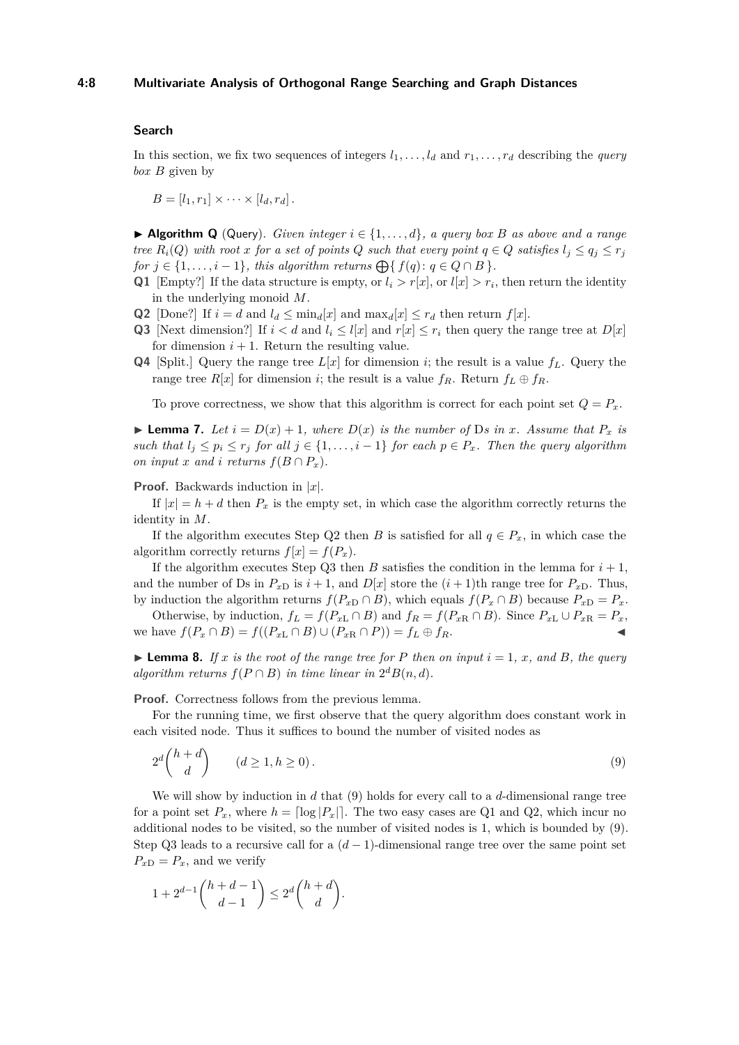### Search

In this section, we fix two sequences of integers $l_1, \ldots, l_d$ and $r_1, \ldots, r_d$ describing the *query box* $B$ given by

$$B = [l_1, r_1] \times \cdots \times [l_d, r_d] .$$

▶ **Algorithm Q** (Query). *Given integer $i \in \{1, \ldots, d\}$, a query box $B$ as above and a range tree $R_i(Q)$ with root $x$ for a set of points $Q$ such that every point $q \in Q$ satisfies $l_j \leq q_j \leq r_j$ for $j \in \{1, \ldots, i-1\}$, this algorithm returns $\bigoplus\{\, f(q) \colon q \in Q \cap B \,\}$.*

**Q1** [Empty?] If the data structure is empty, or $l_i > r[x]$, or $l[x] > r_i$, then return the identity in the underlying monoid $M$.

**Q2** [Done?] If $i = d$ and $l_d \leq \min_d[x]$ and $\max_d[x] \leq r_d$ then return $f[x]$.

**Q3** [Next dimension?] If $i < d$ and $l_i \leq l[x]$ and $r[x] \leq r_i$ then query the range tree at $D[x]$ for dimension $i+1$. Return the resulting value.

**Q4** [Split.] Query the range tree $L[x]$ for dimension $i$; the result is a value $f_L$. Query the range tree $R[x]$ for dimension $i$; the result is a value $f_R$. Return $f_L \oplus f_R$.

To prove correctness, we show that this algorithm is correct for each point set $Q = P_x$.

▶ **Lemma 7.** *Let $i = D(x) + 1$, where $D(x)$ is the number of Ds in $x$. Assume that $P_x$ is such that $l_j \leq p_i \leq r_j$ for all $j \in \{1, \ldots, i-1\}$ for each $p \in P_x$. Then the query algorithm on input $x$ and $i$ returns $f(B \cap P_x)$.*

**Proof.** Backwards induction in $|x|$.

If $|x| = h + d$ then $P_x$ is the empty set, in which case the algorithm correctly returns the identity in $M$.

If the algorithm executes Step Q2 then $B$ is satisfied for all $q \in P_x$, in which case the algorithm correctly returns $f[x] = f(P_x)$.

If the algorithm executes Step Q3 then $B$ satisfies the condition in the lemma for $i+1$, and the number of Ds in $P_{x\mathrm{D}}$ is $i+1$, and $D[x]$ store the $(i+1)$th range tree for $P_{x\mathrm{D}}$. Thus, by induction the algorithm returns $f(P_{x\mathrm{D}} \cap B)$, which equals $f(P_x \cap B)$ because $P_{x\mathrm{D}} = P_x$.

Otherwise, by induction, $f_L = f(P_{x\mathrm{L}} \cap B)$ and $f_R = f(P_{x\mathrm{R}} \cap B)$. Since $P_{x\mathrm{L}} \cup P_{x\mathrm{R}} = P_x$, we have $f(P_x \cap B) = f((P_{x\mathrm{L}} \cap B) \cup (P_{x\mathrm{R}} \cap P)) = f_L \oplus f_R$. ◀

▶ **Lemma 8.** *If $x$ is the root of the range tree for $P$ then on input $i = 1$, $x$, and $B$, the query algorithm returns $f(P \cap B)$ in time linear in $2^d B(n, d)$.*

**Proof.** Correctness follows from the previous lemma.

For the running time, we first observe that the query algorithm does constant work in each visited node. Thus it suffices to bound the number of visited nodes as

$$2^d \binom{h+d}{d} \qquad (d \geq 1, h \geq 0) . \tag{9}$$

We will show by induction in $d$ that (9) holds for every call to a $d$-dimensional range tree for a point set $P_x$, where $h = \lceil \log |P_x| \rceil$. The two easy cases are Q1 and Q2, which incur no additional nodes to be visited, so the number of visited nodes is 1, which is bounded by (9). Step Q3 leads to a recursive call for a $(d-1)$-dimensional range tree over the same point set $P_{x\mathrm{D}} = P_x$, and we verify

$$1 + 2^{d-1} \binom{h+d-1}{d-1} \leq 2^d \binom{h+d}{d} .$$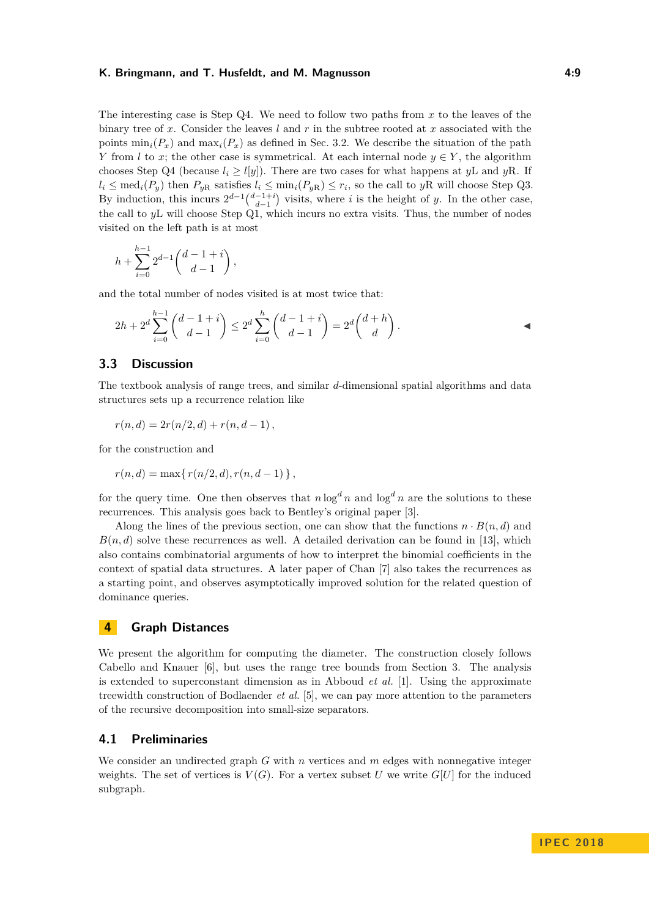The interesting case is Step Q4. We need to follow two paths from $x$ to the leaves of the binary tree of $x$. Consider the leaves $l$ and $r$ in the subtree rooted at $x$ associated with the points $\min_i(P_x)$ and $\max_i(P_x)$ as defined in Sec. 3.2. We describe the situation of the path $Y$ from $l$ to $x$; the other case is symmetrical. At each internal node $y \in Y$, the algorithm chooses Step Q4 (because $l_i \geq l[y]$). There are two cases for what happens at $y$L and $y$R. If $l_i \leq \text{med}_i(P_y)$ then $P_{y\text{R}}$ satisfies $l_i \leq \min_i(P_{y\text{R}}) \leq r_i$, so the call to $y$R will choose Step Q3. By induction, this incurs $2^{d-1}\binom{d-1+i}{d-1}$ visits, where $i$ is the height of $y$. In the other case, the call to $y$L will choose Step Q1, which incurs no extra visits. Thus, the number of nodes visited on the left path is at most

$$h + \sum_{i=0}^{h-1} 2^{d-1}\binom{d-1+i}{d-1},$$

and the total number of nodes visited is at most twice that:

$$2h + 2^d \sum_{i=0}^{h-1} \binom{d-1+i}{d-1} \leq 2^d \sum_{i=0}^{h} \binom{d-1+i}{d-1} = 2^d \binom{d+h}{d}.$$

◀

## 3.3 Discussion

The textbook analysis of range trees, and similar $d$-dimensional spatial algorithms and data structures sets up a recurrence relation like

$$r(n,d) = 2r(n/2,d) + r(n,d-1),$$

for the construction and

$$r(n,d) = \max\{\, r(n/2,d), r(n,d-1)\,\},$$

for the query time. One then observes that $n\log^d n$ and $\log^d n$ are the solutions to these recurrences. This analysis goes back to Bentley's original paper [3].

Along the lines of the previous section, one can show that the functions $n \cdot B(n,d)$ and $B(n,d)$ solve these recurrences as well. A detailed derivation can be found in [13], which also contains combinatorial arguments of how to interpret the binomial coefficients in the context of spatial data structures. A later paper of Chan [7] also takes the recurrences as a starting point, and observes asymptotically improved solution for the related question of dominance queries.

# 4 Graph Distances

We present the algorithm for computing the diameter. The construction closely follows Cabello and Knauer [6], but uses the range tree bounds from Section 3. The analysis is extended to superconstant dimension as in Abboud *et al.* [1]. Using the approximate treewidth construction of Bodlaender *et al.* [5], we can pay more attention to the parameters of the recursive decomposition into small-size separators.

## 4.1 Preliminaries

We consider an undirected graph $G$ with $n$ vertices and $m$ edges with nonnegative integer weights. The set of vertices is $V(G)$. For a vertex subset $U$ we write $G[U]$ for the induced subgraph.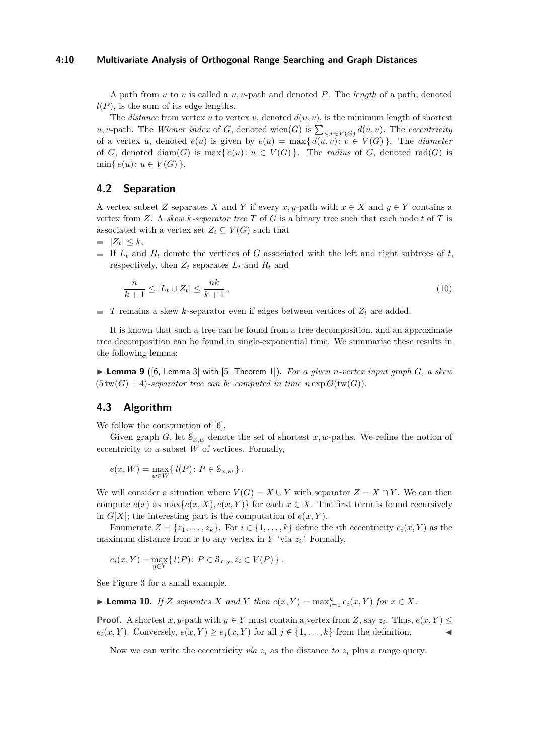A path from $u$ to $v$ is called a $u, v$-path and denoted $P$. The *length* of a path, denoted $l(P)$, is the sum of its edge lengths.

The *distance* from vertex $u$ to vertex $v$, denoted $d(u, v)$, is the minimum length of shortest $u, v$-path. The *Wiener index* of $G$, denoted $\text{wien}(G)$ is $\sum_{u,v \in V(G)} d(u, v)$. The *eccentricity* of a vertex $u$, denoted $e(u)$ is given by $e(u) = \max\{\, d(u, v) : v \in V(G)\,\}$. The *diameter* of $G$, denoted $\text{diam}(G)$ is $\max\{\, e(u) : u \in V(G)\,\}$. The *radius* of $G$, denoted $\text{rad}(G)$ is $\min\{\, e(u) : u \in V(G)\,\}$.

## 4.2 Separation

A vertex subset $Z$ separates $X$ and $Y$ if every $x, y$-path with $x \in X$ and $y \in Y$ contains a vertex from $Z$. A *skew $k$-separator tree* $T$ of $G$ is a binary tree such that each node $t$ of $T$ is associated with a vertex set $Z_t \subseteq V(G)$ such that

- $|Z_t| \leq k$,
- If $L_t$ and $R_t$ denote the vertices of $G$ associated with the left and right subtrees of $t$, respectively, then $Z_t$ separates $L_t$ and $R_t$ and

$$\frac{n}{k+1} \leq |L_t \cup Z_t| \leq \frac{nk}{k+1}\,, \tag{10}$$

- $T$ remains a skew $k$-separator even if edges between vertices of $Z_t$ are added.

It is known that such a tree can be found from a tree decomposition, and an approximate tree decomposition can be found in single-exponential time. We summarise these results in the following lemma:

▶ **Lemma 9** ([6, Lemma 3] with [5, Theorem 1])**.** *For a given $n$-vertex input graph $G$, a skew $(5\,\text{tw}(G) + 4)$-separator tree can be computed in time $n \exp O(\text{tw}(G))$.*

## 4.3 Algorithm

We follow the construction of [6].

Given graph $G$, let $\mathcal{S}_{x,w}$ denote the set of shortest $x, w$-paths. We refine the notion of eccentricity to a subset $W$ of vertices. Formally,

$$e(x, W) = \max_{w \in W}\{\, l(P) : P \in \mathcal{S}_{x,w}\,\}\,.$$

We will consider a situation where $V(G) = X \cup Y$ with separator $Z = X \cap Y$. We can then compute $e(x)$ as $\max\{e(x, X), e(x, Y)\}$ for each $x \in X$. The first term is found recursively in $G[X]$; the interesting part is the computation of $e(x, Y)$.

Enumerate $Z = \{z_1, \dots, z_k\}$. For $i \in \{1, \dots, k\}$ define the $i$th eccentricity $e_i(x, Y)$ as the maximum distance from $x$ to any vertex in $Y$ 'via $z_i$.' Formally,

$$e_i(x, Y) = \max_{y \in Y}\{\, l(P) : P \in \mathcal{S}_{x,y}, z_i \in V(P)\,\}\,.$$

See Figure 3 for a small example.

▶ **Lemma 10.** *If $Z$ separates $X$ and $Y$ then $e(x, Y) = \max_{i=1}^{k} e_i(x, Y)$ for $x \in X$.*

**Proof.** A shortest $x, y$-path with $y \in Y$ must contain a vertex from $Z$, say $z_i$. Thus, $e(x, Y) \leq e_i(x, Y)$. Conversely, $e(x, Y) \geq e_j(x, Y)$ for all $j \in \{1, \dots, k\}$ from the definition. ◀

Now we can write the eccentricity *via* $z_i$ as the distance *to* $z_i$ plus a range query: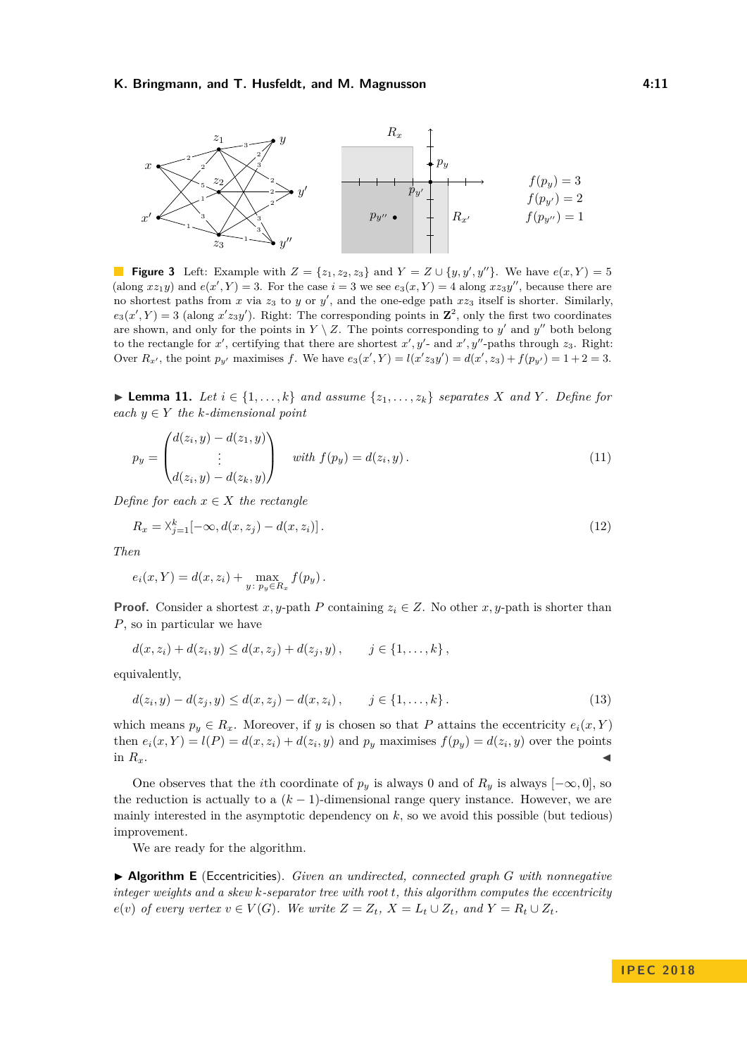**Figure 3** Left: Example with $Z = \{z_1, z_2, z_3\}$ and $Y = Z \cup \{y, y', y''\}$. We have $e(x,Y) = 5$ (along $xz_1y$) and $e(x',Y) = 3$. For the case $i = 3$ we see $e_3(x,Y) = 4$ along $xz_3y''$, because there are no shortest paths from $x$ via $z_3$ to $y$ or $y'$, and the one-edge path $xz_3$ itself is shorter. Similarly, $e_3(x',Y) = 3$ (along $x'z_3y'$). Right: The corresponding points in $\mathbf{Z}^2$, only the first two coordinates are shown, and only for the points in $Y \setminus Z$. The points corresponding to $y'$ and $y''$ both belong to the rectangle for $x'$, certifying that there are shortest $x', y'$- and $x', y''$-paths through $z_3$. Right: Over $R_{x'}$, the point $p_{y'}$ maximises $f$. We have $e_3(x',Y) = l(x'z_3y') = d(x',z_3) + f(p_{y'}) = 1 + 2 = 3$.

▶ **Lemma 11.** *Let $i \in \{1,\dots,k\}$ and assume $\{z_1,\dots,z_k\}$ separates $X$ and $Y$. Define for each $y \in Y$ the $k$-dimensional point*

$$p_y = \begin{pmatrix} d(z_i,y) - d(z_1,y) \\ \vdots \\ d(z_i,y) - d(z_k,y) \end{pmatrix} \quad \text{with } f(p_y) = d(z_i,y)\,. \tag{11}$$

*Define for each $x \in X$ the rectangle*

$$R_x = \times_{j=1}^{k} [-\infty, d(x,z_j) - d(x,z_i)]\,. \tag{12}$$

*Then*

$$e_i(x,Y) = d(x,z_i) + \max_{y\colon p_y \in R_x} f(p_y)\,.$$

**Proof.** Consider a shortest $x,y$-path $P$ containing $z_i \in Z$. No other $x,y$-path is shorter than $P$, so in particular we have

$$d(x,z_i) + d(z_i,y) \le d(x,z_j) + d(z_j,y)\,, \qquad j \in \{1,\dots,k\}\,,$$

equivalently,

$$d(z_i,y) - d(z_j,y) \le d(x,z_j) - d(x,z_i)\,, \qquad j \in \{1,\dots,k\}\,. \tag{13}$$

which means $p_y \in R_x$. Moreover, if $y$ is chosen so that $P$ attains the eccentricity $e_i(x,Y)$ then $e_i(x,Y) = l(P) = d(x,z_i) + d(z_i,y)$ and $p_y$ maximises $f(p_y) = d(z_i,y)$ over the points in $R_x$. ◀

One observes that the $i$th coordinate of $p_y$ is always 0 and of $R_y$ is always $[-\infty, 0]$, so the reduction is actually to a $(k-1)$-dimensional range query instance. However, we are mainly interested in the asymptotic dependency on $k$, so we avoid this possible (but tedious) improvement.

We are ready for the algorithm.

▶ **Algorithm E** (Eccentricities). *Given an undirected, connected graph $G$ with nonnegative integer weights and a skew $k$-separator tree with root $t$, this algorithm computes the eccentricity $e(v)$ of every vertex $v \in V(G)$. We write $Z = Z_t$, $X = L_t \cup Z_t$, and $Y = R_t \cup Z_t$.*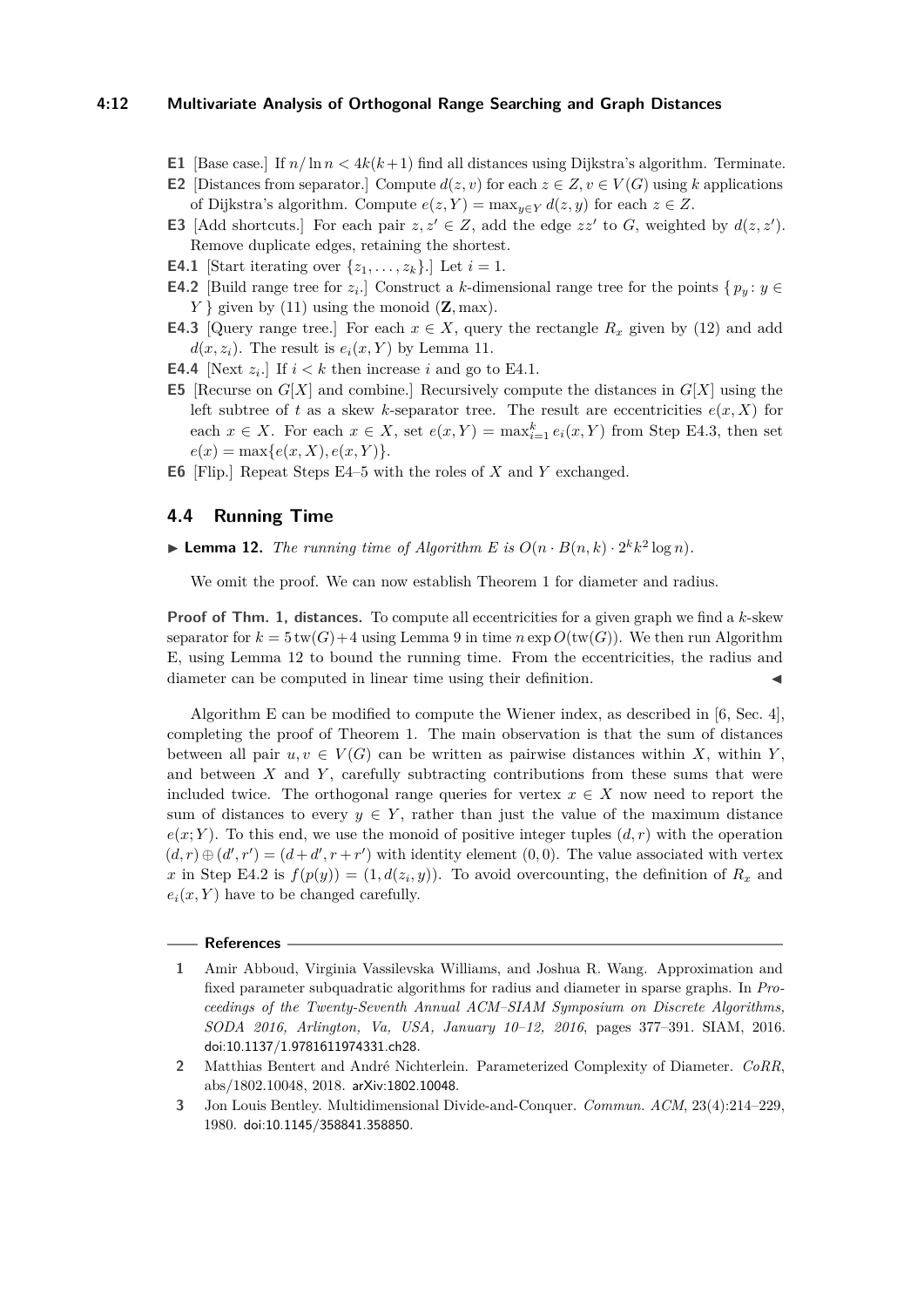**E1** [Base case.] If $n/\ln n < 4k(k+1)$ find all distances using Dijkstra's algorithm. Terminate.

**E2** [Distances from separator.] Compute $d(z,v)$ for each $z \in Z, v \in V(G)$ using $k$ applications of Dijkstra's algorithm. Compute $e(z,Y) = \max_{y \in Y} d(z,y)$ for each $z \in Z$.

**E3** [Add shortcuts.] For each pair $z, z' \in Z$, add the edge $zz'$ to $G$, weighted by $d(z,z')$. Remove duplicate edges, retaining the shortest.

**E4.1** [Start iterating over $\{z_1, \ldots, z_k\}$.] Let $i = 1$.

**E4.2** [Build range tree for $z_i$.] Construct a $k$-dimensional range tree for the points $\{ p_y : y \in Y \}$ given by (11) using the monoid $(\mathbf{Z}, \max)$.

**E4.3** [Query range tree.] For each $x \in X$, query the rectangle $R_x$ given by (12) and add $d(x, z_i)$. The result is $e_i(x,Y)$ by Lemma 11.

**E4.4** [Next $z_i$.] If $i < k$ then increase $i$ and go to E4.1.

**E5** [Recurse on $G[X]$ and combine.] Recursively compute the distances in $G[X]$ using the left subtree of $t$ as a skew $k$-separator tree. The result are eccentricities $e(x,X)$ for each $x \in X$. For each $x \in X$, set $e(x,Y) = \max_{i=1}^{k} e_i(x,Y)$ from Step E4.3, then set $e(x) = \max\{e(x,X), e(x,Y)\}$.

**E6** [Flip.] Repeat Steps E4–5 with the roles of $X$ and $Y$ exchanged.

## 4.4 Running Time

▶ **Lemma 12.** *The running time of Algorithm E is $O(n \cdot B(n,k) \cdot 2^k k^2 \log n)$.*

We omit the proof. We can now establish Theorem 1 for diameter and radius.

**Proof of Thm. 1, distances.** To compute all eccentricities for a given graph we find a $k$-skew separator for $k = 5\,\mathrm{tw}(G)+4$ using Lemma 9 in time $n \exp O(\mathrm{tw}(G))$. We then run Algorithm E, using Lemma 12 to bound the running time. From the eccentricities, the radius and diameter can be computed in linear time using their definition. ◀

Algorithm E can be modified to compute the Wiener index, as described in [6, Sec. 4], completing the proof of Theorem 1. The main observation is that the sum of distances between all pair $u, v \in V(G)$ can be written as pairwise distances within $X$, within $Y$, and between $X$ and $Y$, carefully subtracting contributions from these sums that were included twice. The orthogonal range queries for vertex $x \in X$ now need to report the sum of distances to every $y \in Y$, rather than just the value of the maximum distance $e(x;Y)$. To this end, we use the monoid of positive integer tuples $(d,r)$ with the operation $(d,r) \oplus (d',r') = (d+d', r+r')$ with identity element $(0,0)$. The value associated with vertex $x$ in Step E4.2 is $f(p(y)) = (1, d(z_i, y))$. To avoid overcounting, the definition of $R_x$ and $e_i(x,Y)$ have to be changed carefully.

## References

1. Amir Abboud, Virginia Vassilevska Williams, and Joshua R. Wang. Approximation and fixed parameter subquadratic algorithms for radius and diameter in sparse graphs. In *Proceedings of the Twenty-Seventh Annual ACM–SIAM Symposium on Discrete Algorithms, SODA 2016, Arlington, Va, USA, January 10–12, 2016*, pages 377–391. SIAM, 2016. doi:10.1137/1.9781611974331.ch28.
2. Matthias Bentert and André Nichterlein. Parameterized Complexity of Diameter. *CoRR*, abs/1802.10048, 2018. arXiv:1802.10048.
3. Jon Louis Bentley. Multidimensional Divide-and-Conquer. *Commun. ACM*, 23(4):214–229, 1980. doi:10.1145/358841.358850.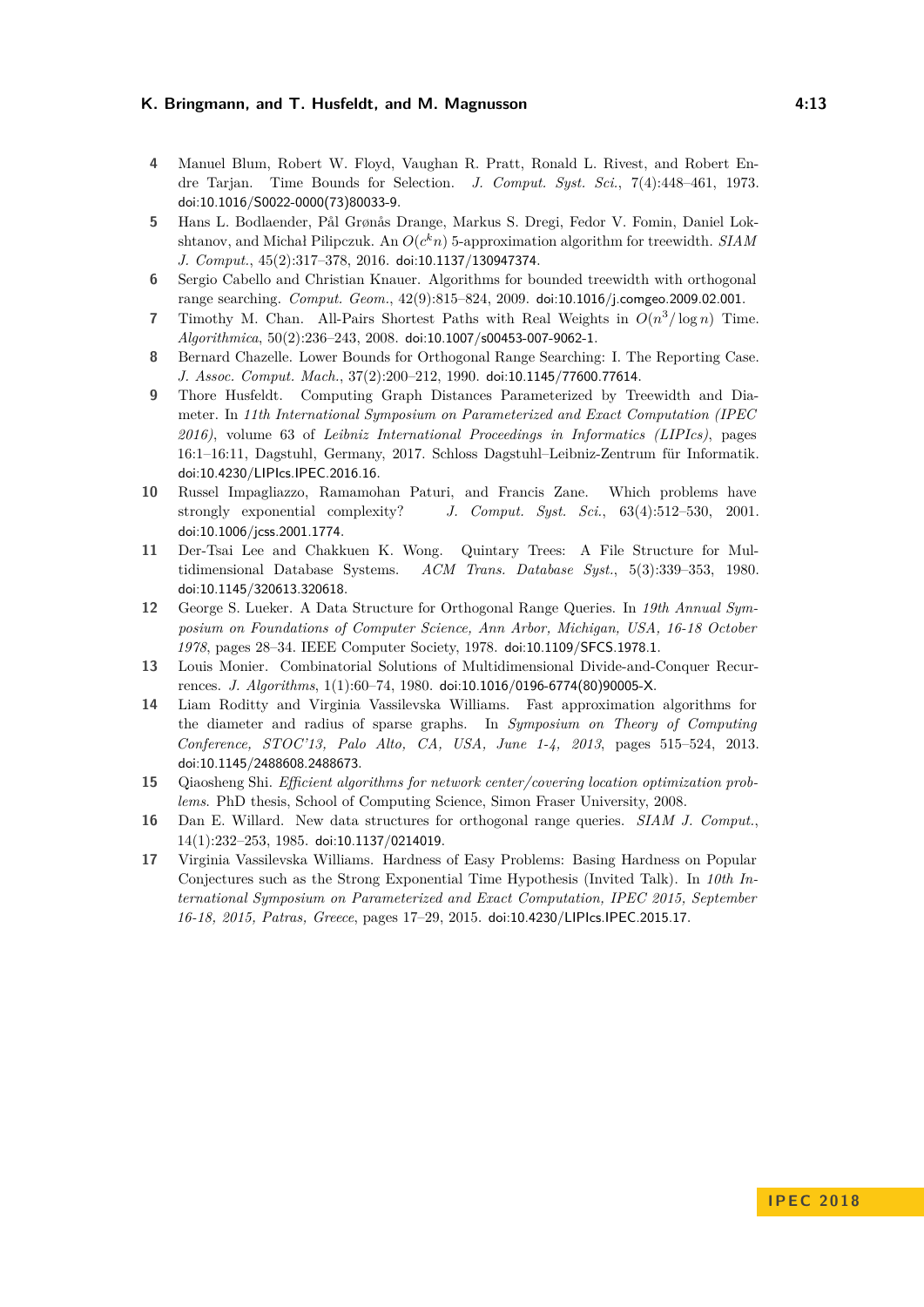4. Manuel Blum, Robert W. Floyd, Vaughan R. Pratt, Ronald L. Rivest, and Robert Endre Tarjan. Time Bounds for Selection. *J. Comput. Syst. Sci.*, 7(4):448–461, 1973. doi:10.1016/S0022-0000(73)80033-9.
5. Hans L. Bodlaender, Pål Grønås Drange, Markus S. Dregi, Fedor V. Fomin, Daniel Lokshtanov, and Michał Pilipczuk. An $O(c^k n)$ 5-approximation algorithm for treewidth. *SIAM J. Comput.*, 45(2):317–378, 2016. doi:10.1137/130947374.
6. Sergio Cabello and Christian Knauer. Algorithms for bounded treewidth with orthogonal range searching. *Comput. Geom.*, 42(9):815–824, 2009. doi:10.1016/j.comgeo.2009.02.001.
7. Timothy M. Chan. All-Pairs Shortest Paths with Real Weights in $O(n^3/\log n)$ Time. *Algorithmica*, 50(2):236–243, 2008. doi:10.1007/s00453-007-9062-1.
8. Bernard Chazelle. Lower Bounds for Orthogonal Range Searching: I. The Reporting Case. *J. Assoc. Comput. Mach.*, 37(2):200–212, 1990. doi:10.1145/77600.77614.
9. Thore Husfeldt. Computing Graph Distances Parameterized by Treewidth and Diameter. In *11th International Symposium on Parameterized and Exact Computation (IPEC 2016)*, volume 63 of *Leibniz International Proceedings in Informatics (LIPIcs)*, pages 16:1–16:11, Dagstuhl, Germany, 2017. Schloss Dagstuhl–Leibniz-Zentrum für Informatik. doi:10.4230/LIPIcs.IPEC.2016.16.
10. Russel Impagliazzo, Ramamohan Paturi, and Francis Zane. Which problems have strongly exponential complexity? *J. Comput. Syst. Sci.*, 63(4):512–530, 2001. doi:10.1006/jcss.2001.1774.
11. Der-Tsai Lee and Chakkuen K. Wong. Quintary Trees: A File Structure for Multidimensional Database Systems. *ACM Trans. Database Syst.*, 5(3):339–353, 1980. doi:10.1145/320613.320618.
12. George S. Lueker. A Data Structure for Orthogonal Range Queries. In *19th Annual Symposium on Foundations of Computer Science, Ann Arbor, Michigan, USA, 16-18 October 1978*, pages 28–34. IEEE Computer Society, 1978. doi:10.1109/SFCS.1978.1.
13. Louis Monier. Combinatorial Solutions of Multidimensional Divide-and-Conquer Recurrences. *J. Algorithms*, 1(1):60–74, 1980. doi:10.1016/0196-6774(80)90005-X.
14. Liam Roditty and Virginia Vassilevska Williams. Fast approximation algorithms for the diameter and radius of sparse graphs. In *Symposium on Theory of Computing Conference, STOC'13, Palo Alto, CA, USA, June 1-4, 2013*, pages 515–524, 2013. doi:10.1145/2488608.2488673.
15. Qiaosheng Shi. *Efficient algorithms for network center/covering location optimization problems.* PhD thesis, School of Computing Science, Simon Fraser University, 2008.
16. Dan E. Willard. New data structures for orthogonal range queries. *SIAM J. Comput.*, 14(1):232–253, 1985. doi:10.1137/0214019.
17. Virginia Vassilevska Williams. Hardness of Easy Problems: Basing Hardness on Popular Conjectures such as the Strong Exponential Time Hypothesis (Invited Talk). In *10th International Symposium on Parameterized and Exact Computation, IPEC 2015, September 16-18, 2015, Patras, Greece*, pages 17–29, 2015. doi:10.4230/LIPIcs.IPEC.2015.17.